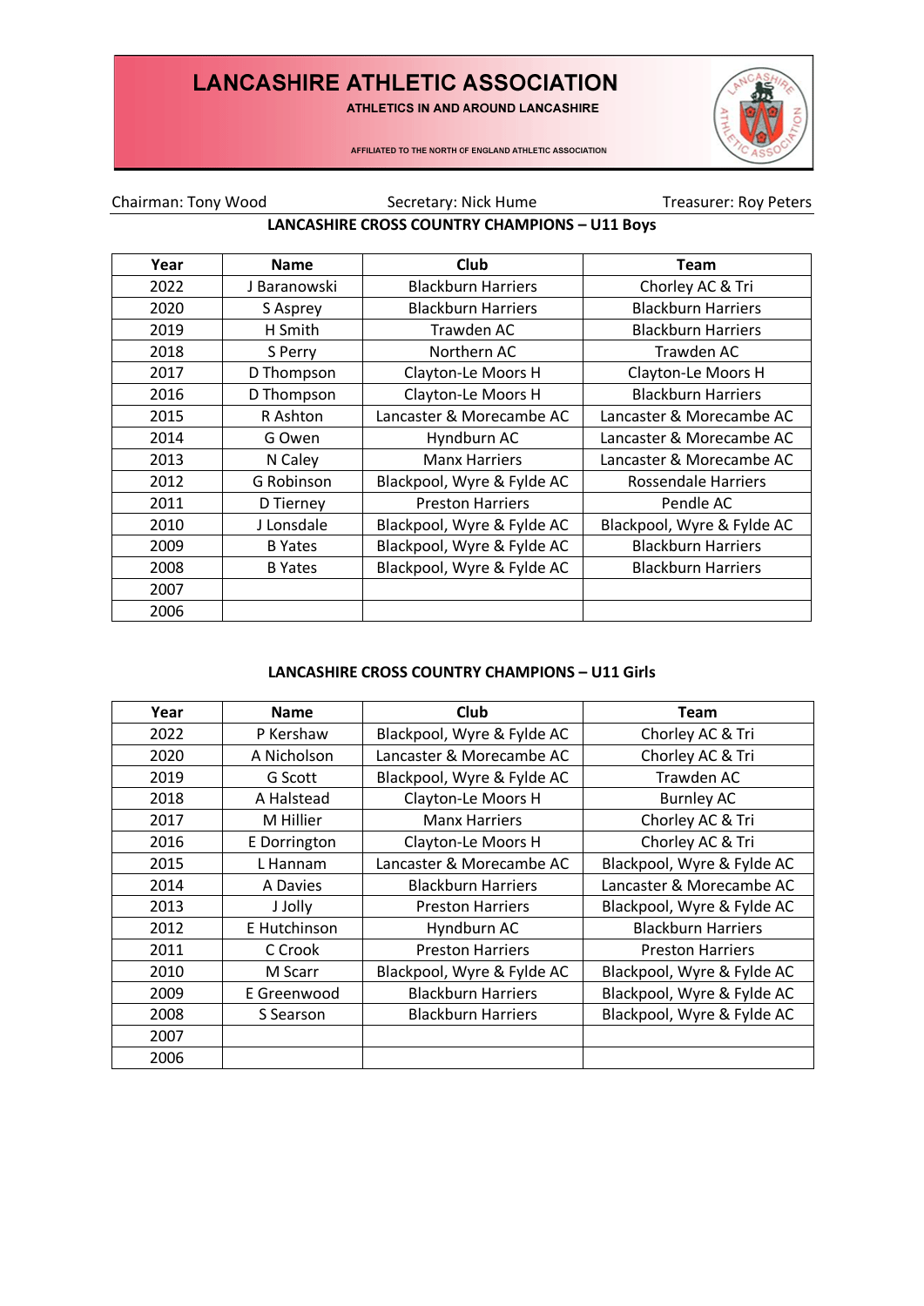# LANCASHIRE ATHLETIC ASSOCIATION

**ATHLETICS IN AND AROUND LANCASHIRE**

AFFILIATED TO THE NORTH OF ENGLAND ATHLETIC ASSOCIATION

Chairman: Tony Wood    Secretary: Nick Hume    Treasurer: Roy Peters

## LANCASHIRE CROSS COUNTRY CHAMPIONS – U11 Boys

| Year | Name | Club | Team |
|---|---|---|---|
| 2022 | J Baranowski | Blackburn Harriers | Chorley AC & Tri |
| 2020 | S Asprey | Blackburn Harriers | Blackburn Harriers |
| 2019 | H Smith | Trawden AC | Blackburn Harriers |
| 2018 | S Perry | Northern AC | Trawden AC |
| 2017 | D Thompson | Clayton-Le Moors H | Clayton-Le Moors H |
| 2016 | D Thompson | Clayton-Le Moors H | Blackburn Harriers |
| 2015 | R Ashton | Lancaster & Morecambe AC | Lancaster & Morecambe AC |
| 2014 | G Owen | Hyndburn AC | Lancaster & Morecambe AC |
| 2013 | N Caley | Manx Harriers | Lancaster & Morecambe AC |
| 2012 | G Robinson | Blackpool, Wyre & Fylde AC | Rossendale Harriers |
| 2011 | D Tierney | Preston Harriers | Pendle AC |
| 2010 | J Lonsdale | Blackpool, Wyre & Fylde AC | Blackpool, Wyre & Fylde AC |
| 2009 | B Yates | Blackpool, Wyre & Fylde AC | Blackburn Harriers |
| 2008 | B Yates | Blackpool, Wyre & Fylde AC | Blackburn Harriers |
| 2007 | | | |
| 2006 | | | |

## LANCASHIRE CROSS COUNTRY CHAMPIONS – U11 Girls

| Year | Name | Club | Team |
|---|---|---|---|
| 2022 | P Kershaw | Blackpool, Wyre & Fylde AC | Chorley AC & Tri |
| 2020 | A Nicholson | Lancaster & Morecambe AC | Chorley AC & Tri |
| 2019 | G Scott | Blackpool, Wyre & Fylde AC | Trawden AC |
| 2018 | A Halstead | Clayton-Le Moors H | Burnley AC |
| 2017 | M Hillier | Manx Harriers | Chorley AC & Tri |
| 2016 | E Dorrington | Clayton-Le Moors H | Chorley AC & Tri |
| 2015 | L Hannam | Lancaster & Morecambe AC | Blackpool, Wyre & Fylde AC |
| 2014 | A Davies | Blackburn Harriers | Lancaster & Morecambe AC |
| 2013 | J Jolly | Preston Harriers | Blackpool, Wyre & Fylde AC |
| 2012 | E Hutchinson | Hyndburn AC | Blackburn Harriers |
| 2011 | C Crook | Preston Harriers | Preston Harriers |
| 2010 | M Scarr | Blackpool, Wyre & Fylde AC | Blackpool, Wyre & Fylde AC |
| 2009 | E Greenwood | Blackburn Harriers | Blackpool, Wyre & Fylde AC |
| 2008 | S Searson | Blackburn Harriers | Blackpool, Wyre & Fylde AC |
| 2007 | | | |
| 2006 | | | |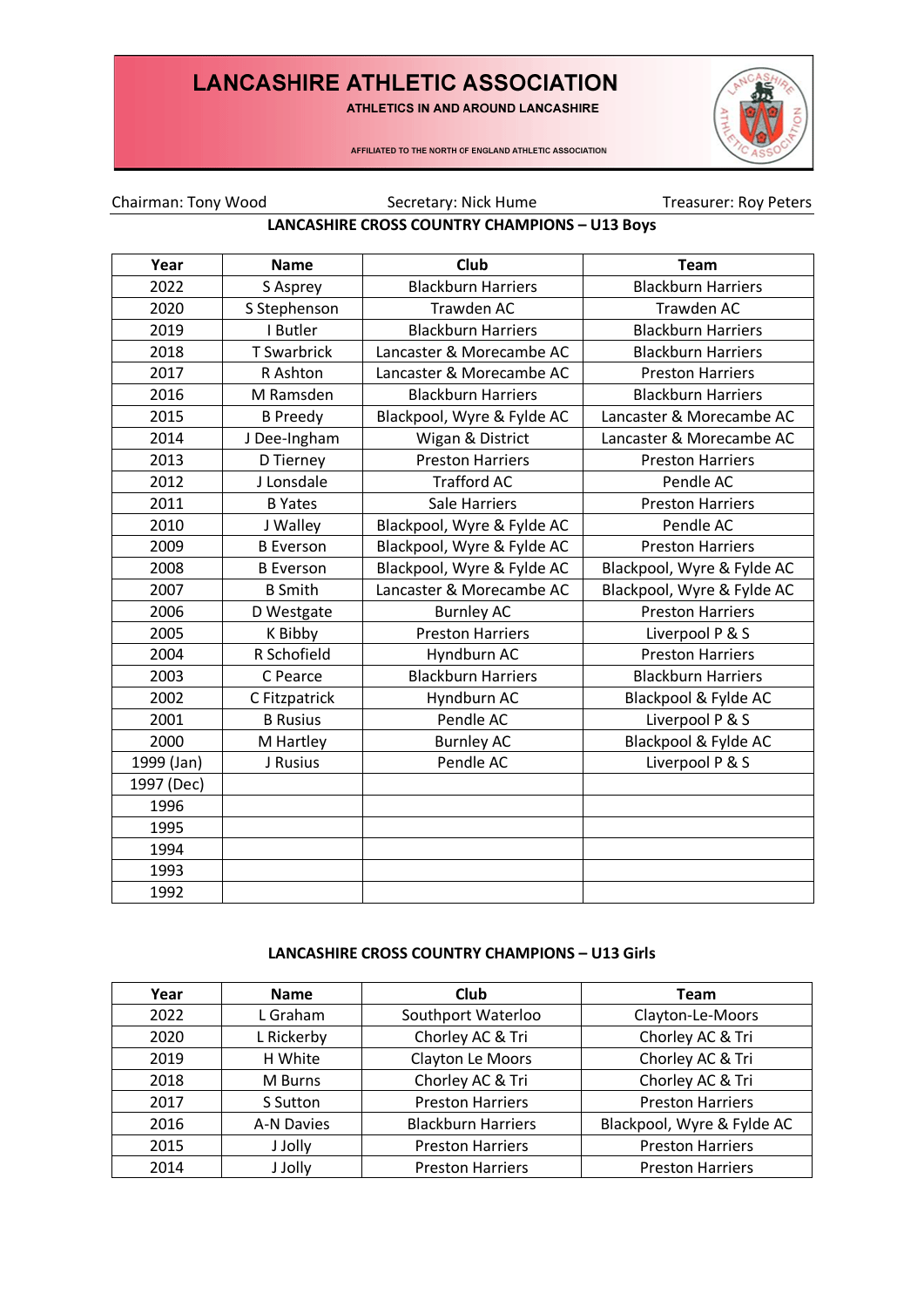# LANCASHIRE ATHLETIC ASSOCIATION

**ATHLETICS IN AND AROUND LANCASHIRE**

AFFILIATED TO THE NORTH OF ENGLAND ATHLETIC ASSOCIATION

Chairman: Tony Wood    Secretary: Nick Hume    Treasurer: Roy Peters

## LANCASHIRE CROSS COUNTRY CHAMPIONS – U13 Boys

| Year | Name | Club | Team |
|---|---|---|---|
| 2022 | S Asprey | Blackburn Harriers | Blackburn Harriers |
| 2020 | S Stephenson | Trawden AC | Trawden AC |
| 2019 | I Butler | Blackburn Harriers | Blackburn Harriers |
| 2018 | T Swarbrick | Lancaster & Morecambe AC | Blackburn Harriers |
| 2017 | R Ashton | Lancaster & Morecambe AC | Preston Harriers |
| 2016 | M Ramsden | Blackburn Harriers | Blackburn Harriers |
| 2015 | B Preedy | Blackpool, Wyre & Fylde AC | Lancaster & Morecambe AC |
| 2014 | J Dee-Ingham | Wigan & District | Lancaster & Morecambe AC |
| 2013 | D Tierney | Preston Harriers | Preston Harriers |
| 2012 | J Lonsdale | Trafford AC | Pendle AC |
| 2011 | B Yates | Sale Harriers | Preston Harriers |
| 2010 | J Walley | Blackpool, Wyre & Fylde AC | Pendle AC |
| 2009 | B Everson | Blackpool, Wyre & Fylde AC | Preston Harriers |
| 2008 | B Everson | Blackpool, Wyre & Fylde AC | Blackpool, Wyre & Fylde AC |
| 2007 | B Smith | Lancaster & Morecambe AC | Blackpool, Wyre & Fylde AC |
| 2006 | D Westgate | Burnley AC | Preston Harriers |
| 2005 | K Bibby | Preston Harriers | Liverpool P & S |
| 2004 | R Schofield | Hyndburn AC | Preston Harriers |
| 2003 | C Pearce | Blackburn Harriers | Blackburn Harriers |
| 2002 | C Fitzpatrick | Hyndburn AC | Blackpool & Fylde AC |
| 2001 | B Rusius | Pendle AC | Liverpool P & S |
| 2000 | M Hartley | Burnley AC | Blackpool & Fylde AC |
| 1999 (Jan) | J Rusius | Pendle AC | Liverpool P & S |
| 1997 (Dec) | | | |
| 1996 | | | |
| 1995 | | | |
| 1994 | | | |
| 1993 | | | |
| 1992 | | | |

## LANCASHIRE CROSS COUNTRY CHAMPIONS – U13 Girls

| Year | Name | Club | Team |
|---|---|---|---|
| 2022 | L Graham | Southport Waterloo | Clayton-Le-Moors |
| 2020 | L Rickerby | Chorley AC & Tri | Chorley AC & Tri |
| 2019 | H White | Clayton Le Moors | Chorley AC & Tri |
| 2018 | M Burns | Chorley AC & Tri | Chorley AC & Tri |
| 2017 | S Sutton | Preston Harriers | Preston Harriers |
| 2016 | A-N Davies | Blackburn Harriers | Blackpool, Wyre & Fylde AC |
| 2015 | J Jolly | Preston Harriers | Preston Harriers |
| 2014 | J Jolly | Preston Harriers | Preston Harriers |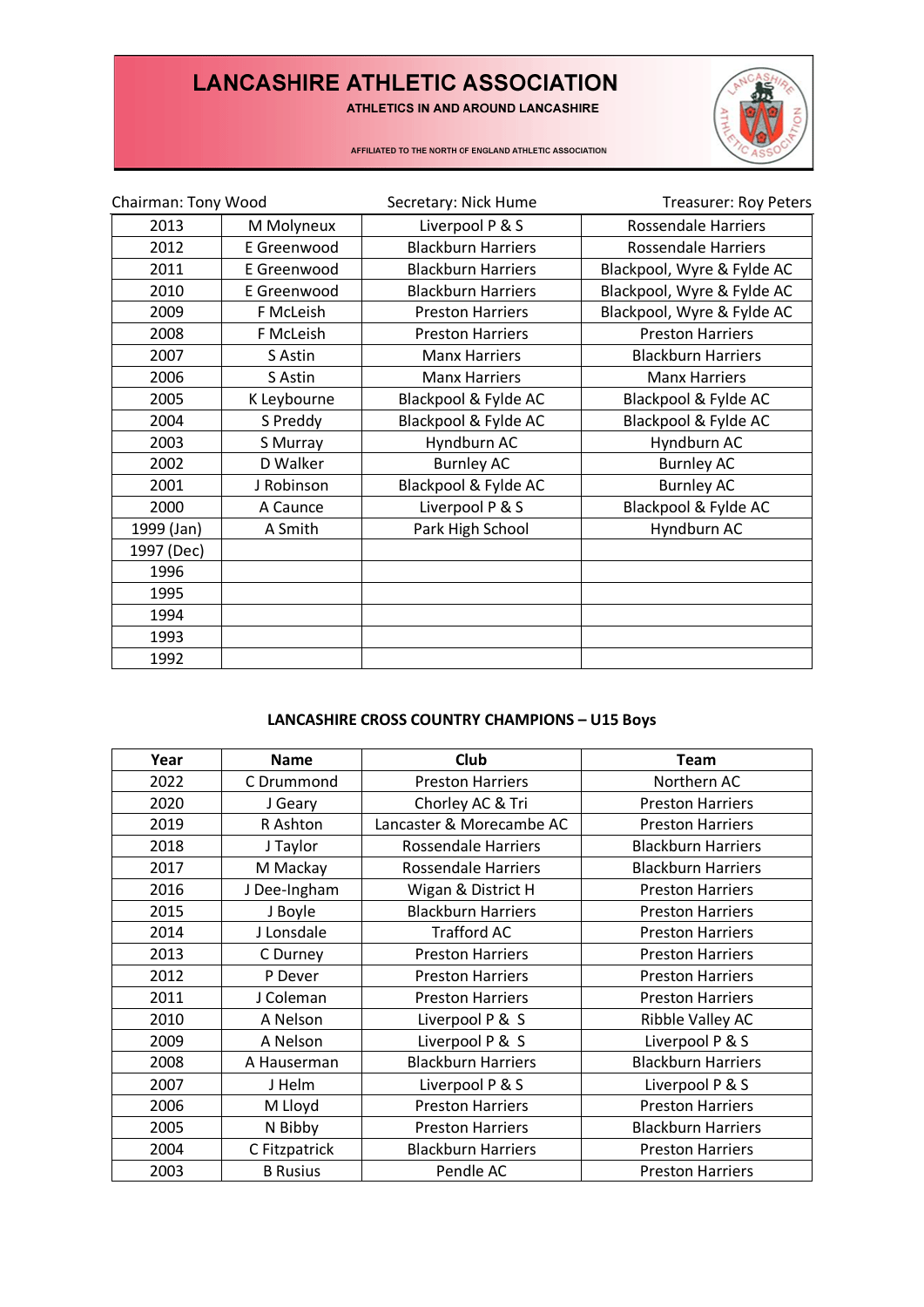# LANCASHIRE ATHLETIC ASSOCIATION

**ATHLETICS IN AND AROUND LANCASHIRE**

AFFILIATED TO THE NORTH OF ENGLAND ATHLETIC ASSOCIATION

Chairman: Tony Wood | Secretary: Nick Hume | Treasurer: Roy Peters

| | | | |
|---|---|---|---|
| 2013 | M Molyneux | Liverpool P & S | Rossendale Harriers |
| 2012 | E Greenwood | Blackburn Harriers | Rossendale Harriers |
| 2011 | E Greenwood | Blackburn Harriers | Blackpool, Wyre & Fylde AC |
| 2010 | E Greenwood | Blackburn Harriers | Blackpool, Wyre & Fylde AC |
| 2009 | F McLeish | Preston Harriers | Blackpool, Wyre & Fylde AC |
| 2008 | F McLeish | Preston Harriers | Preston Harriers |
| 2007 | S Astin | Manx Harriers | Blackburn Harriers |
| 2006 | S Astin | Manx Harriers | Manx Harriers |
| 2005 | K Leybourne | Blackpool & Fylde AC | Blackpool & Fylde AC |
| 2004 | S Preddy | Blackpool & Fylde AC | Blackpool & Fylde AC |
| 2003 | S Murray | Hyndburn AC | Hyndburn AC |
| 2002 | D Walker | Burnley AC | Burnley AC |
| 2001 | J Robinson | Blackpool & Fylde AC | Burnley AC |
| 2000 | A Caunce | Liverpool P & S | Blackpool & Fylde AC |
| 1999 (Jan) | A Smith | Park High School | Hyndburn AC |
| 1997 (Dec) | | | |
| 1996 | | | |
| 1995 | | | |
| 1994 | | | |
| 1993 | | | |
| 1992 | | | |

**LANCASHIRE CROSS COUNTRY CHAMPIONS – U15 Boys**

| Year | Name | Club | Team |
|---|---|---|---|
| 2022 | C Drummond | Preston Harriers | Northern AC |
| 2020 | J Geary | Chorley AC & Tri | Preston Harriers |
| 2019 | R Ashton | Lancaster & Morecambe AC | Preston Harriers |
| 2018 | J Taylor | Rossendale Harriers | Blackburn Harriers |
| 2017 | M Mackay | Rossendale Harriers | Blackburn Harriers |
| 2016 | J Dee-Ingham | Wigan & District H | Preston Harriers |
| 2015 | J Boyle | Blackburn Harriers | Preston Harriers |
| 2014 | J Lonsdale | Trafford AC | Preston Harriers |
| 2013 | C Durney | Preston Harriers | Preston Harriers |
| 2012 | P Dever | Preston Harriers | Preston Harriers |
| 2011 | J Coleman | Preston Harriers | Preston Harriers |
| 2010 | A Nelson | Liverpool P & S | Ribble Valley AC |
| 2009 | A Nelson | Liverpool P & S | Liverpool P & S |
| 2008 | A Hauserman | Blackburn Harriers | Blackburn Harriers |
| 2007 | J Helm | Liverpool P & S | Liverpool P & S |
| 2006 | M Lloyd | Preston Harriers | Preston Harriers |
| 2005 | N Bibby | Preston Harriers | Blackburn Harriers |
| 2004 | C Fitzpatrick | Blackburn Harriers | Preston Harriers |
| 2003 | B Rusius | Pendle AC | Preston Harriers |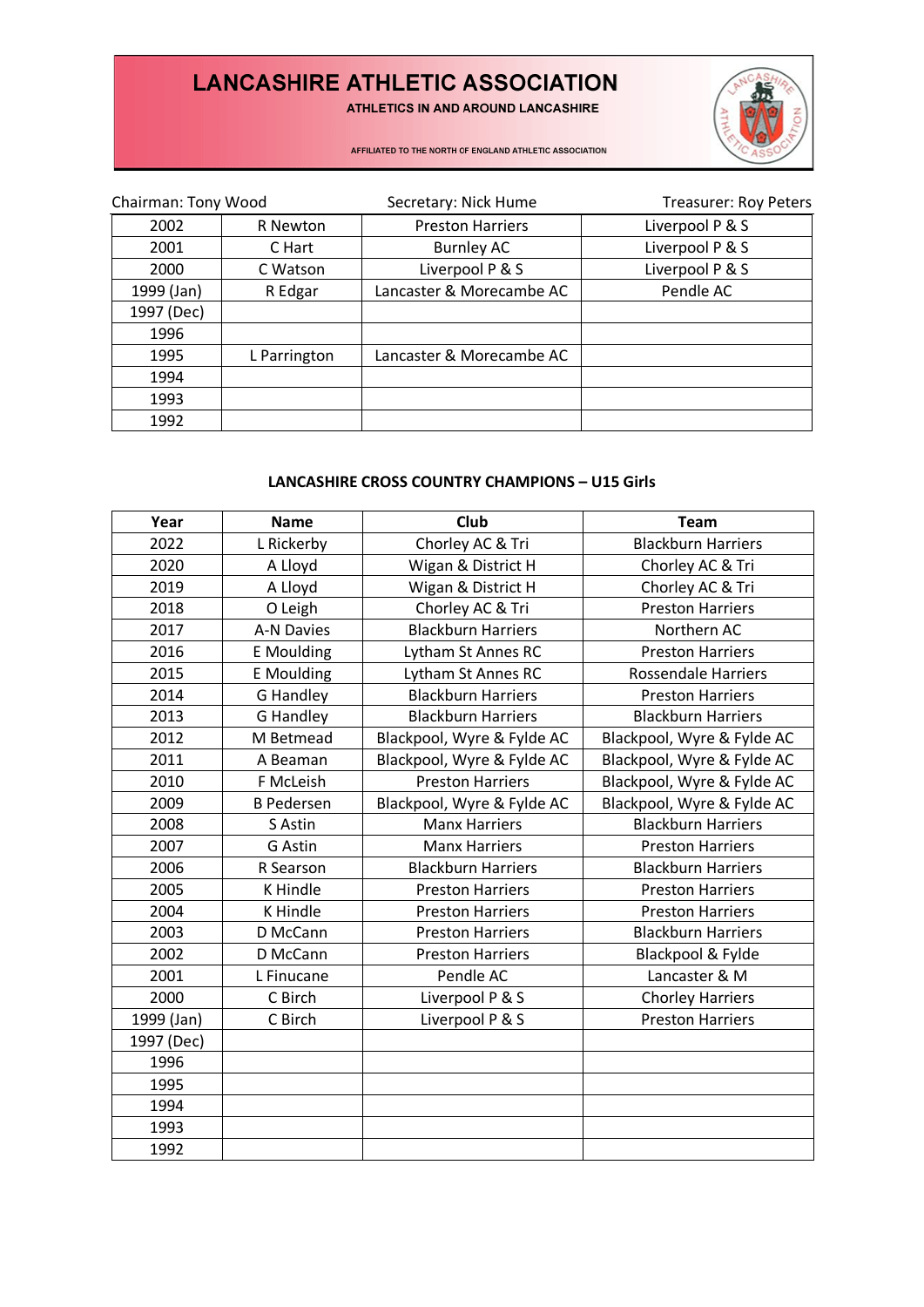# LANCASHIRE ATHLETIC ASSOCIATION

**ATHLETICS IN AND AROUND LANCASHIRE**

AFFILIATED TO THE NORTH OF ENGLAND ATHLETIC ASSOCIATION

Chairman: Tony Wood | Secretary: Nick Hume | Treasurer: Roy Peters

| | | | |
|---|---|---|---|
| 2002 | R Newton | Preston Harriers | Liverpool P & S |
| 2001 | C Hart | Burnley AC | Liverpool P & S |
| 2000 | C Watson | Liverpool P & S | Liverpool P & S |
| 1999 (Jan) | R Edgar | Lancaster & Morecambe AC | Pendle AC |
| 1997 (Dec) | | | |
| 1996 | | | |
| 1995 | L Parrington | Lancaster & Morecambe AC | |
| 1994 | | | |
| 1993 | | | |
| 1992 | | | |

**LANCASHIRE CROSS COUNTRY CHAMPIONS – U15 Girls**

| Year | Name | Club | Team |
|---|---|---|---|
| 2022 | L Rickerby | Chorley AC & Tri | Blackburn Harriers |
| 2020 | A Lloyd | Wigan & District H | Chorley AC & Tri |
| 2019 | A Lloyd | Wigan & District H | Chorley AC & Tri |
| 2018 | O Leigh | Chorley AC & Tri | Preston Harriers |
| 2017 | A-N Davies | Blackburn Harriers | Northern AC |
| 2016 | E Moulding | Lytham St Annes RC | Preston Harriers |
| 2015 | E Moulding | Lytham St Annes RC | Rossendale Harriers |
| 2014 | G Handley | Blackburn Harriers | Preston Harriers |
| 2013 | G Handley | Blackburn Harriers | Blackburn Harriers |
| 2012 | M Betmead | Blackpool, Wyre & Fylde AC | Blackpool, Wyre & Fylde AC |
| 2011 | A Beaman | Blackpool, Wyre & Fylde AC | Blackpool, Wyre & Fylde AC |
| 2010 | F McLeish | Preston Harriers | Blackpool, Wyre & Fylde AC |
| 2009 | B Pedersen | Blackpool, Wyre & Fylde AC | Blackpool, Wyre & Fylde AC |
| 2008 | S Astin | Manx Harriers | Blackburn Harriers |
| 2007 | G Astin | Manx Harriers | Preston Harriers |
| 2006 | R Searson | Blackburn Harriers | Blackburn Harriers |
| 2005 | K Hindle | Preston Harriers | Preston Harriers |
| 2004 | K Hindle | Preston Harriers | Preston Harriers |
| 2003 | D McCann | Preston Harriers | Blackburn Harriers |
| 2002 | D McCann | Preston Harriers | Blackpool & Fylde |
| 2001 | L Finucane | Pendle AC | Lancaster & M |
| 2000 | C Birch | Liverpool P & S | Chorley Harriers |
| 1999 (Jan) | C Birch | Liverpool P & S | Preston Harriers |
| 1997 (Dec) | | | |
| 1996 | | | |
| 1995 | | | |
| 1994 | | | |
| 1993 | | | |
| 1992 | | | |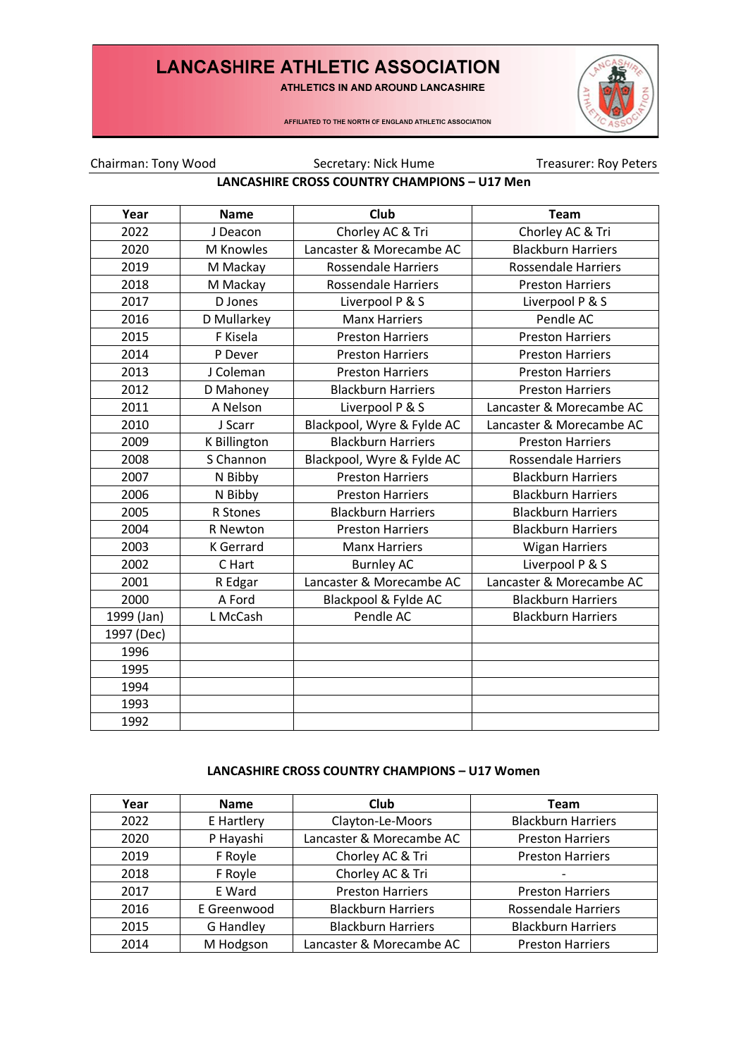# LANCASHIRE ATHLETIC ASSOCIATION

**ATHLETICS IN AND AROUND LANCASHIRE**

AFFILIATED TO THE NORTH OF ENGLAND ATHLETIC ASSOCIATION

Chairman: Tony Wood Secretary: Nick Hume Treasurer: Roy Peters

## LANCASHIRE CROSS COUNTRY CHAMPIONS – U17 Men

| Year | Name | Club | Team |
|---|---|---|---|
| 2022 | J Deacon | Chorley AC & Tri | Chorley AC & Tri |
| 2020 | M Knowles | Lancaster & Morecambe AC | Blackburn Harriers |
| 2019 | M Mackay | Rossendale Harriers | Rossendale Harriers |
| 2018 | M Mackay | Rossendale Harriers | Preston Harriers |
| 2017 | D Jones | Liverpool P & S | Liverpool P & S |
| 2016 | D Mullarkey | Manx Harriers | Pendle AC |
| 2015 | F Kisela | Preston Harriers | Preston Harriers |
| 2014 | P Dever | Preston Harriers | Preston Harriers |
| 2013 | J Coleman | Preston Harriers | Preston Harriers |
| 2012 | D Mahoney | Blackburn Harriers | Preston Harriers |
| 2011 | A Nelson | Liverpool P & S | Lancaster & Morecambe AC |
| 2010 | J Scarr | Blackpool, Wyre & Fylde AC | Lancaster & Morecambe AC |
| 2009 | K Billington | Blackburn Harriers | Preston Harriers |
| 2008 | S Channon | Blackpool, Wyre & Fylde AC | Rossendale Harriers |
| 2007 | N Bibby | Preston Harriers | Blackburn Harriers |
| 2006 | N Bibby | Preston Harriers | Blackburn Harriers |
| 2005 | R Stones | Blackburn Harriers | Blackburn Harriers |
| 2004 | R Newton | Preston Harriers | Blackburn Harriers |
| 2003 | K Gerrard | Manx Harriers | Wigan Harriers |
| 2002 | C Hart | Burnley AC | Liverpool P & S |
| 2001 | R Edgar | Lancaster & Morecambe AC | Lancaster & Morecambe AC |
| 2000 | A Ford | Blackpool & Fylde AC | Blackburn Harriers |
| 1999 (Jan) | L McCash | Pendle AC | Blackburn Harriers |
| 1997 (Dec) | | | |
| 1996 | | | |
| 1995 | | | |
| 1994 | | | |
| 1993 | | | |
| 1992 | | | |

## LANCASHIRE CROSS COUNTRY CHAMPIONS – U17 Women

| Year | Name | Club | Team |
|---|---|---|---|
| 2022 | E Hartley | Clayton-Le-Moors | Blackburn Harriers |
| 2020 | P Hayashi | Lancaster & Morecambe AC | Preston Harriers |
| 2019 | F Royle | Chorley AC & Tri | Preston Harriers |
| 2018 | F Royle | Chorley AC & Tri | - |
| 2017 | E Ward | Preston Harriers | Preston Harriers |
| 2016 | E Greenwood | Blackburn Harriers | Rossendale Harriers |
| 2015 | G Handley | Blackburn Harriers | Blackburn Harriers |
| 2014 | M Hodgson | Lancaster & Morecambe AC | Preston Harriers |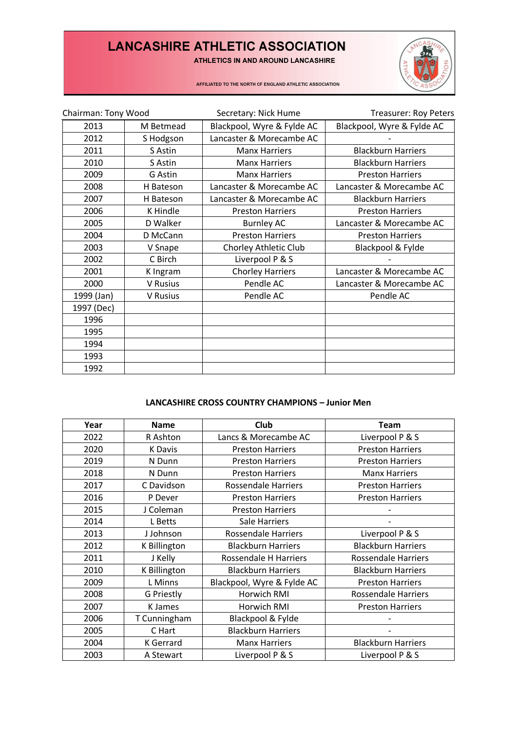# LANCASHIRE ATHLETIC ASSOCIATION

**ATHLETICS IN AND AROUND LANCASHIRE**

AFFILIATED TO THE NORTH OF ENGLAND ATHLETIC ASSOCIATION

Chairman: Tony Wood | Secretary: Nick Hume | Treasurer: Roy Peters

| | | | |
|---|---|---|---|
| 2013 | M Betmead | Blackpool, Wyre & Fylde AC | Blackpool, Wyre & Fylde AC |
| 2012 | S Hodgson | Lancaster & Morecambe AC | - |
| 2011 | S Astin | Manx Harriers | Blackburn Harriers |
| 2010 | S Astin | Manx Harriers | Blackburn Harriers |
| 2009 | G Astin | Manx Harriers | Preston Harriers |
| 2008 | H Bateson | Lancaster & Morecambe AC | Lancaster & Morecambe AC |
| 2007 | H Bateson | Lancaster & Morecambe AC | Blackburn Harriers |
| 2006 | K Hindle | Preston Harriers | Preston Harriers |
| 2005 | D Walker | Burnley AC | Lancaster & Morecambe AC |
| 2004 | D McCann | Preston Harriers | Preston Harriers |
| 2003 | V Snape | Chorley Athletic Club | Blackpool & Fylde |
| 2002 | C Birch | Liverpool P & S | - |
| 2001 | K Ingram | Chorley Harriers | Lancaster & Morecambe AC |
| 2000 | V Rusius | Pendle AC | Lancaster & Morecambe AC |
| 1999 (Jan) | V Rusius | Pendle AC | Pendle AC |
| 1997 (Dec) | | | |
| 1996 | | | |
| 1995 | | | |
| 1994 | | | |
| 1993 | | | |
| 1992 | | | |

## LANCASHIRE CROSS COUNTRY CHAMPIONS – Junior Men

| Year | Name | Club | Team |
|---|---|---|---|
| 2022 | R Ashton | Lancs & Morecambe AC | Liverpool P & S |
| 2020 | K Davis | Preston Harriers | Preston Harriers |
| 2019 | N Dunn | Preston Harriers | Preston Harriers |
| 2018 | N Dunn | Preston Harriers | Manx Harriers |
| 2017 | C Davidson | Rossendale Harriers | Preston Harriers |
| 2016 | P Dever | Preston Harriers | Preston Harriers |
| 2015 | J Coleman | Preston Harriers | - |
| 2014 | L Betts | Sale Harriers | - |
| 2013 | J Johnson | Rossendale Harriers | Liverpool P & S |
| 2012 | K Billington | Blackburn Harriers | Blackburn Harriers |
| 2011 | J Kelly | Rossendale H Harriers | Rossendale Harriers |
| 2010 | K Billington | Blackburn Harriers | Blackburn Harriers |
| 2009 | L Minns | Blackpool, Wyre & Fylde AC | Preston Harriers |
| 2008 | G Priestly | Horwich RMI | Rossendale Harriers |
| 2007 | K James | Horwich RMI | Preston Harriers |
| 2006 | T Cunningham | Blackpool & Fylde | - |
| 2005 | C Hart | Blackburn Harriers | - |
| 2004 | K Gerrard | Manx Harriers | Blackburn Harriers |
| 2003 | A Stewart | Liverpool P & S | Liverpool P & S |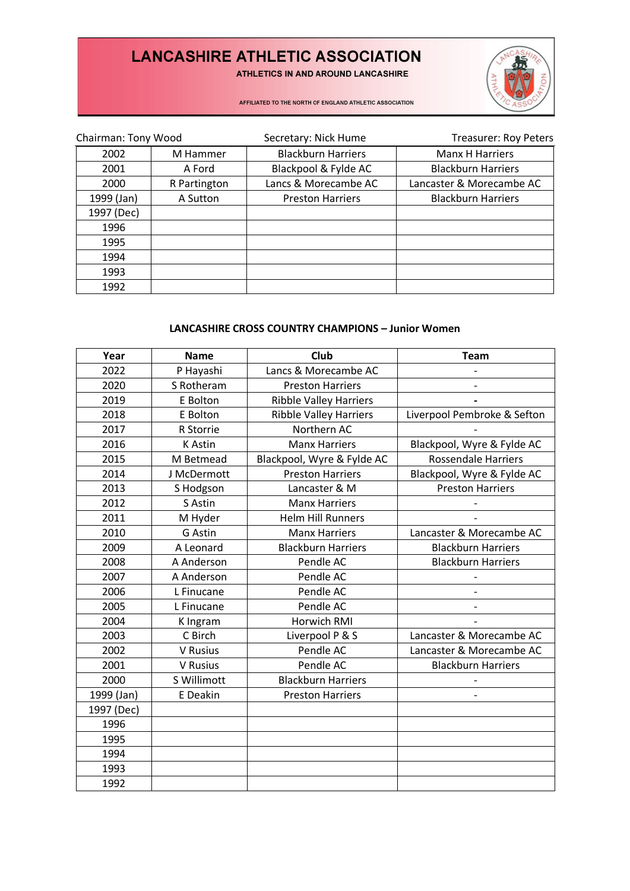# LANCASHIRE ATHLETIC ASSOCIATION

**ATHLETICS IN AND AROUND LANCASHIRE**

AFFILIATED TO THE NORTH OF ENGLAND ATHLETIC ASSOCIATION

Chairman: Tony Wood | Secretary: Nick Hume | Treasurer: Roy Peters

| | | | |
|---|---|---|---|
| 2002 | M Hammer | Blackburn Harriers | Manx H Harriers |
| 2001 | A Ford | Blackpool & Fylde AC | Blackburn Harriers |
| 2000 | R Partington | Lancs & Morecambe AC | Lancaster & Morecambe AC |
| 1999 (Jan) | A Sutton | Preston Harriers | Blackburn Harriers |
| 1997 (Dec) | | | |
| 1996 | | | |
| 1995 | | | |
| 1994 | | | |
| 1993 | | | |
| 1992 | | | |

### LANCASHIRE CROSS COUNTRY CHAMPIONS – Junior Women

| Year | Name | Club | Team |
|---|---|---|---|
| 2022 | P Hayashi | Lancs & Morecambe AC | - |
| 2020 | S Rotheram | Preston Harriers | - |
| 2019 | E Bolton | Ribble Valley Harriers | - |
| 2018 | E Bolton | Ribble Valley Harriers | Liverpool Pembroke & Sefton |
| 2017 | R Storrie | Northern AC | - |
| 2016 | K Astin | Manx Harriers | Blackpool, Wyre & Fylde AC |
| 2015 | M Betmead | Blackpool, Wyre & Fylde AC | Rossendale Harriers |
| 2014 | J McDermott | Preston Harriers | Blackpool, Wyre & Fylde AC |
| 2013 | S Hodgson | Lancaster & M | Preston Harriers |
| 2012 | S Astin | Manx Harriers | - |
| 2011 | M Hyder | Helm Hill Runners | - |
| 2010 | G Astin | Manx Harriers | Lancaster & Morecambe AC |
| 2009 | A Leonard | Blackburn Harriers | Blackburn Harriers |
| 2008 | A Anderson | Pendle AC | Blackburn Harriers |
| 2007 | A Anderson | Pendle AC | - |
| 2006 | L Finucane | Pendle AC | - |
| 2005 | L Finucane | Pendle AC | - |
| 2004 | K Ingram | Horwich RMI | - |
| 2003 | C Birch | Liverpool P & S | Lancaster & Morecambe AC |
| 2002 | V Rusius | Pendle AC | Lancaster & Morecambe AC |
| 2001 | V Rusius | Pendle AC | Blackburn Harriers |
| 2000 | S Willimott | Blackburn Harriers | - |
| 1999 (Jan) | E Deakin | Preston Harriers | - |
| 1997 (Dec) | | | |
| 1996 | | | |
| 1995 | | | |
| 1994 | | | |
| 1993 | | | |
| 1992 | | | |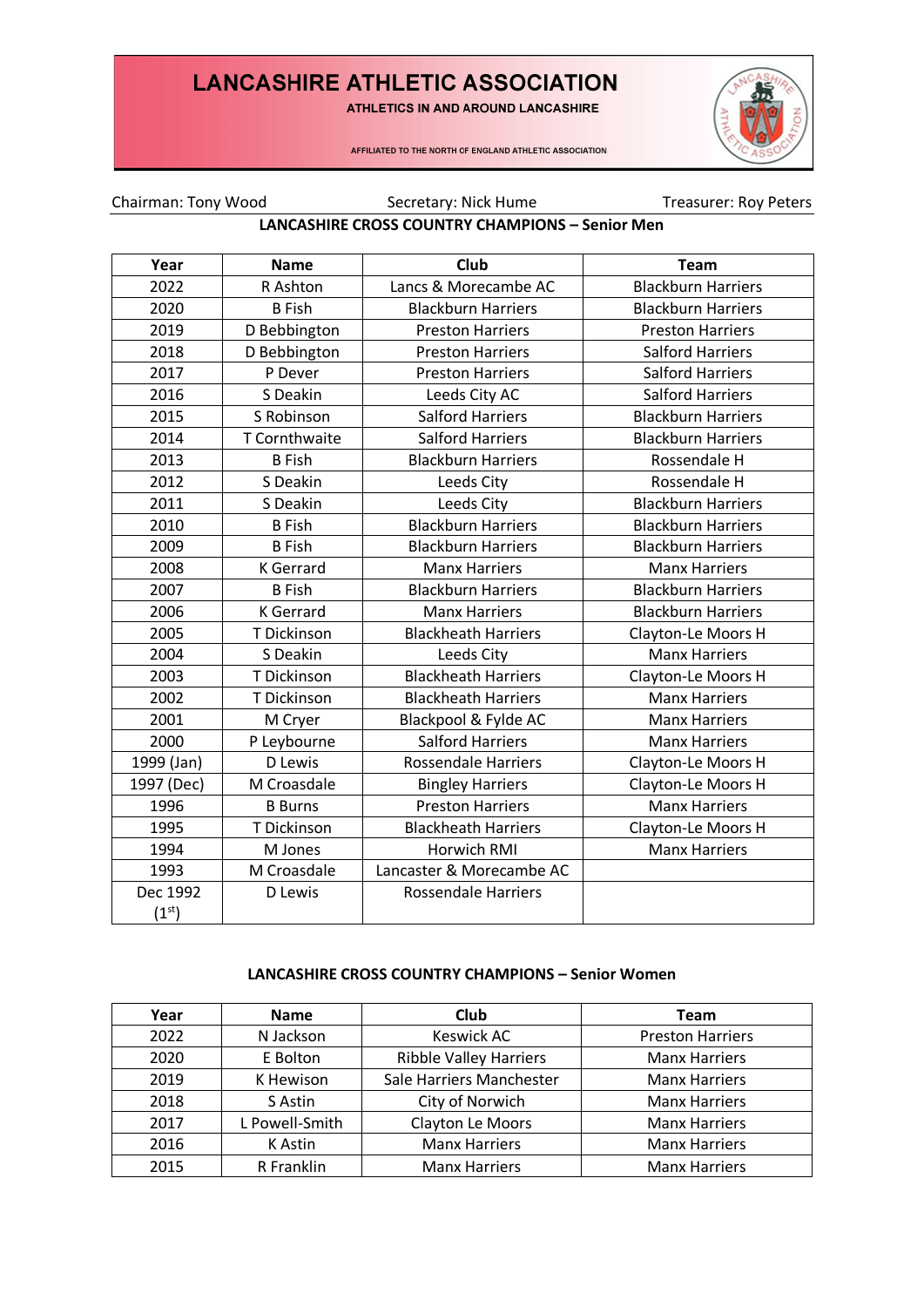# LANCASHIRE ATHLETIC ASSOCIATION

**ATHLETICS IN AND AROUND LANCASHIRE**

AFFILIATED TO THE NORTH OF ENGLAND ATHLETIC ASSOCIATION

Chairman: Tony Wood    Secretary: Nick Hume    Treasurer: Roy Peters

## LANCASHIRE CROSS COUNTRY CHAMPIONS – Senior Men

| Year | Name | Club | Team |
|---|---|---|---|
| 2022 | R Ashton | Lancs & Morecambe AC | Blackburn Harriers |
| 2020 | B Fish | Blackburn Harriers | Blackburn Harriers |
| 2019 | D Bebbington | Preston Harriers | Preston Harriers |
| 2018 | D Bebbington | Preston Harriers | Salford Harriers |
| 2017 | P Dever | Preston Harriers | Salford Harriers |
| 2016 | S Deakin | Leeds City AC | Salford Harriers |
| 2015 | S Robinson | Salford Harriers | Blackburn Harriers |
| 2014 | T Cornthwaite | Salford Harriers | Blackburn Harriers |
| 2013 | B Fish | Blackburn Harriers | Rossendale H |
| 2012 | S Deakin | Leeds City | Rossendale H |
| 2011 | S Deakin | Leeds City | Blackburn Harriers |
| 2010 | B Fish | Blackburn Harriers | Blackburn Harriers |
| 2009 | B Fish | Blackburn Harriers | Blackburn Harriers |
| 2008 | K Gerrard | Manx Harriers | Manx Harriers |
| 2007 | B Fish | Blackburn Harriers | Blackburn Harriers |
| 2006 | K Gerrard | Manx Harriers | Blackburn Harriers |
| 2005 | T Dickinson | Blackheath Harriers | Clayton-Le Moors H |
| 2004 | S Deakin | Leeds City | Manx Harriers |
| 2003 | T Dickinson | Blackheath Harriers | Clayton-Le Moors H |
| 2002 | T Dickinson | Blackheath Harriers | Manx Harriers |
| 2001 | M Cryer | Blackpool & Fylde AC | Manx Harriers |
| 2000 | P Leybourne | Salford Harriers | Manx Harriers |
| 1999 (Jan) | D Lewis | Rossendale Harriers | Clayton-Le Moors H |
| 1997 (Dec) | M Croasdale | Bingley Harriers | Clayton-Le Moors H |
| 1996 | B Burns | Preston Harriers | Manx Harriers |
| 1995 | T Dickinson | Blackheath Harriers | Clayton-Le Moors H |
| 1994 | M Jones | Horwich RMI | Manx Harriers |
| 1993 | M Croasdale | Lancaster & Morecambe AC | |
| Dec 1992 (1st) | D Lewis | Rossendale Harriers | |

## LANCASHIRE CROSS COUNTRY CHAMPIONS – Senior Women

| Year | Name | Club | Team |
|---|---|---|---|
| 2022 | N Jackson | Keswick AC | Preston Harriers |
| 2020 | E Bolton | Ribble Valley Harriers | Manx Harriers |
| 2019 | K Hewison | Sale Harriers Manchester | Manx Harriers |
| 2018 | S Astin | City of Norwich | Manx Harriers |
| 2017 | L Powell-Smith | Clayton Le Moors | Manx Harriers |
| 2016 | K Astin | Manx Harriers | Manx Harriers |
| 2015 | R Franklin | Manx Harriers | Manx Harriers |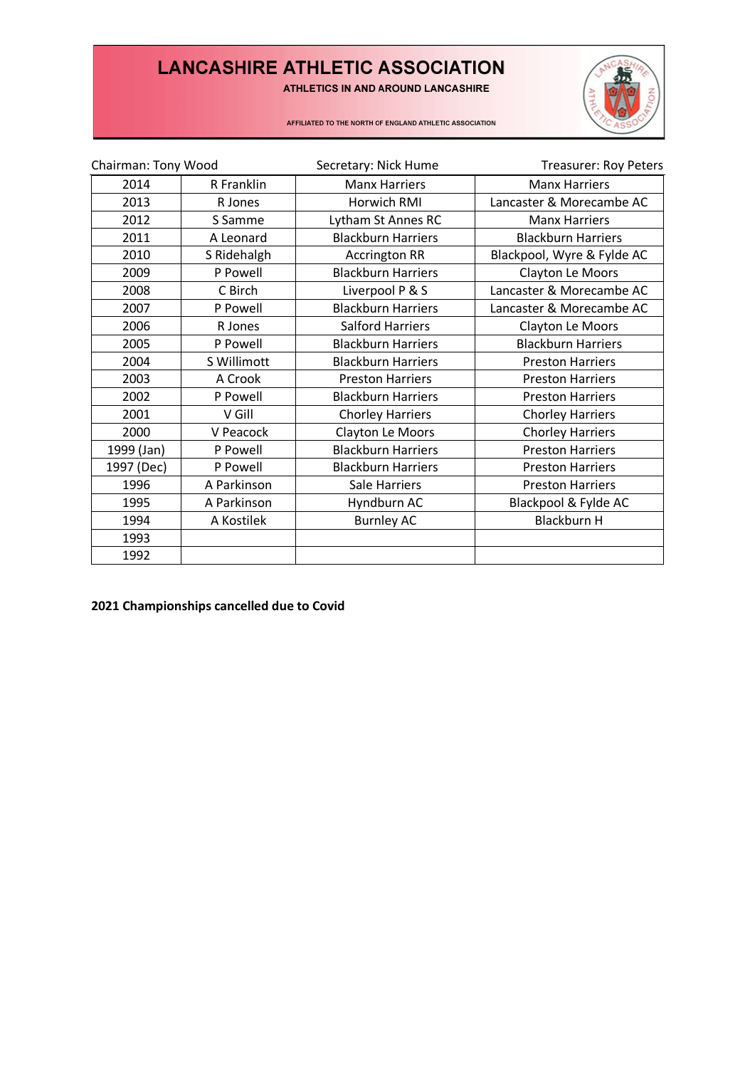# LANCASHIRE ATHLETIC ASSOCIATION

**ATHLETICS IN AND AROUND LANCASHIRE**

AFFILIATED TO THE NORTH OF ENGLAND ATHLETIC ASSOCIATION

Chairman: Tony Wood — Secretary: Nick Hume — Treasurer: Roy Peters

| | | | |
|---|---|---|---|
| 2014 | R Franklin | Manx Harriers | Manx Harriers |
| 2013 | R Jones | Horwich RMI | Lancaster & Morecambe AC |
| 2012 | S Samme | Lytham St Annes RC | Manx Harriers |
| 2011 | A Leonard | Blackburn Harriers | Blackburn Harriers |
| 2010 | S Ridehalgh | Accrington RR | Blackpool, Wyre & Fylde AC |
| 2009 | P Powell | Blackburn Harriers | Clayton Le Moors |
| 2008 | C Birch | Liverpool P & S | Lancaster & Morecambe AC |
| 2007 | P Powell | Blackburn Harriers | Lancaster & Morecambe AC |
| 2006 | R Jones | Salford Harriers | Clayton Le Moors |
| 2005 | P Powell | Blackburn Harriers | Blackburn Harriers |
| 2004 | S Willimott | Blackburn Harriers | Preston Harriers |
| 2003 | A Crook | Preston Harriers | Preston Harriers |
| 2002 | P Powell | Blackburn Harriers | Preston Harriers |
| 2001 | V Gill | Chorley Harriers | Chorley Harriers |
| 2000 | V Peacock | Clayton Le Moors | Chorley Harriers |
| 1999 (Jan) | P Powell | Blackburn Harriers | Preston Harriers |
| 1997 (Dec) | P Powell | Blackburn Harriers | Preston Harriers |
| 1996 | A Parkinson | Sale Harriers | Preston Harriers |
| 1995 | A Parkinson | Hyndburn AC | Blackpool & Fylde AC |
| 1994 | A Kostilek | Burnley AC | Blackburn H |
| 1993 | | | |
| 1992 | | | |

**2021 Championships cancelled due to Covid**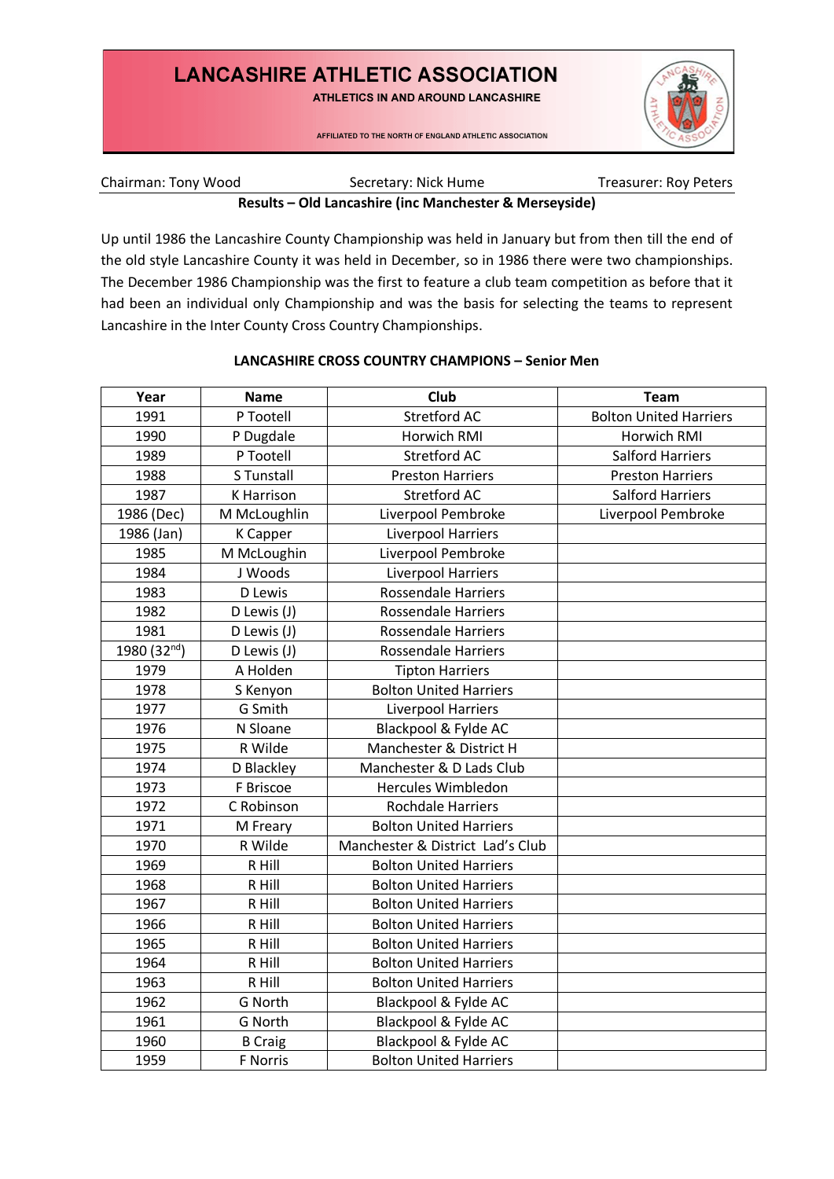# LANCASHIRE ATHLETIC ASSOCIATION

ATHLETICS IN AND AROUND LANCASHIRE

AFFILIATED TO THE NORTH OF ENGLAND ATHLETIC ASSOCIATION

Chairman: Tony Wood    Secretary: Nick Hume    Treasurer: Roy Peters

**Results – Old Lancashire (inc Manchester & Merseyside)**

Up until 1986 the Lancashire County Championship was held in January but from then till the end of the old style Lancashire County it was held in December, so in 1986 there were two championships. The December 1986 Championship was the first to feature a club team competition as before that it had been an individual only Championship and was the basis for selecting the teams to represent Lancashire in the Inter County Cross Country Championships.

**LANCASHIRE CROSS COUNTRY CHAMPIONS – Senior Men**

| Year | Name | Club | Team |
|---|---|---|---|
| 1991 | P Tootell | Stretford AC | Bolton United Harriers |
| 1990 | P Dugdale | Horwich RMI | Horwich RMI |
| 1989 | P Tootell | Stretford AC | Salford Harriers |
| 1988 | S Tunstall | Preston Harriers | Preston Harriers |
| 1987 | K Harrison | Stretford AC | Salford Harriers |
| 1986 (Dec) | M McLoughlin | Liverpool Pembroke | Liverpool Pembroke |
| 1986 (Jan) | K Capper | Liverpool Harriers | |
| 1985 | M McLoughin | Liverpool Pembroke | |
| 1984 | J Woods | Liverpool Harriers | |
| 1983 | D Lewis | Rossendale Harriers | |
| 1982 | D Lewis (J) | Rossendale Harriers | |
| 1981 | D Lewis (J) | Rossendale Harriers | |
| 1980 (32nd) | D Lewis (J) | Rossendale Harriers | |
| 1979 | A Holden | Tipton Harriers | |
| 1978 | S Kenyon | Bolton United Harriers | |
| 1977 | G Smith | Liverpool Harriers | |
| 1976 | N Sloane | Blackpool & Fylde AC | |
| 1975 | R Wilde | Manchester & District H | |
| 1974 | D Blackley | Manchester & D Lads Club | |
| 1973 | F Briscoe | Hercules Wimbledon | |
| 1972 | C Robinson | Rochdale Harriers | |
| 1971 | M Freary | Bolton United Harriers | |
| 1970 | R Wilde | Manchester & District Lad's Club | |
| 1969 | R Hill | Bolton United Harriers | |
| 1968 | R Hill | Bolton United Harriers | |
| 1967 | R Hill | Bolton United Harriers | |
| 1966 | R Hill | Bolton United Harriers | |
| 1965 | R Hill | Bolton United Harriers | |
| 1964 | R Hill | Bolton United Harriers | |
| 1963 | R Hill | Bolton United Harriers | |
| 1962 | G North | Blackpool & Fylde AC | |
| 1961 | G North | Blackpool & Fylde AC | |
| 1960 | B Craig | Blackpool & Fylde AC | |
| 1959 | F Norris | Bolton United Harriers | |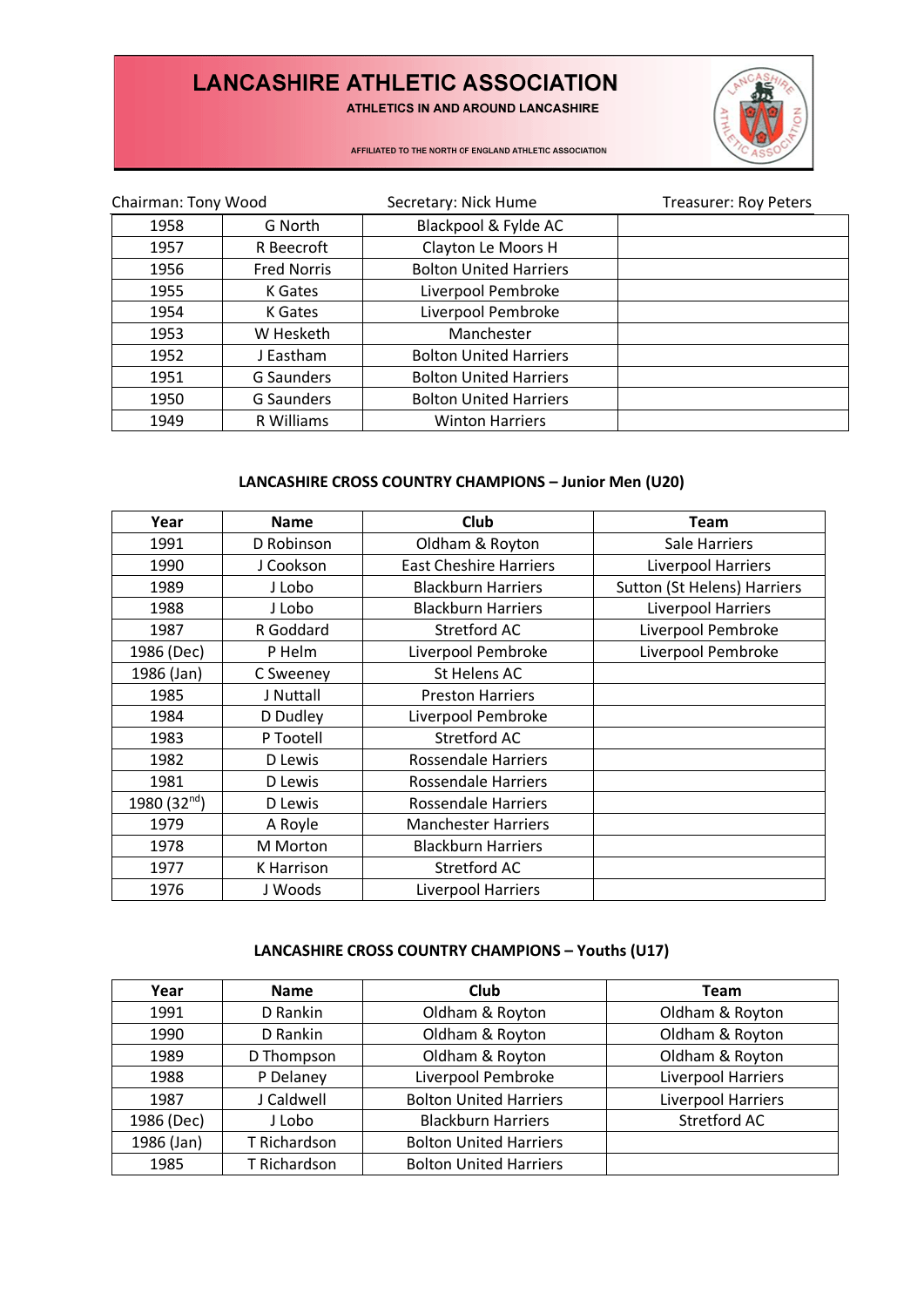# LANCASHIRE ATHLETIC ASSOCIATION

**ATHLETICS IN AND AROUND LANCASHIRE**

AFFILIATED TO THE NORTH OF ENGLAND ATHLETIC ASSOCIATION

Chairman: Tony Wood | Secretary: Nick Hume | Treasurer: Roy Peters

| | | | |
|---|---|---|---|
| 1958 | G North | Blackpool & Fylde AC | |
| 1957 | R Beecroft | Clayton Le Moors H | |
| 1956 | Fred Norris | Bolton United Harriers | |
| 1955 | K Gates | Liverpool Pembroke | |
| 1954 | K Gates | Liverpool Pembroke | |
| 1953 | W Hesketh | Manchester | |
| 1952 | J Eastham | Bolton United Harriers | |
| 1951 | G Saunders | Bolton United Harriers | |
| 1950 | G Saunders | Bolton United Harriers | |
| 1949 | R Williams | Winton Harriers | |

### LANCASHIRE CROSS COUNTRY CHAMPIONS – Junior Men (U20)

| Year | Name | Club | Team |
|---|---|---|---|
| 1991 | D Robinson | Oldham & Royton | Sale Harriers |
| 1990 | J Cookson | East Cheshire Harriers | Liverpool Harriers |
| 1989 | J Lobo | Blackburn Harriers | Sutton (St Helens) Harriers |
| 1988 | J Lobo | Blackburn Harriers | Liverpool Harriers |
| 1987 | R Goddard | Stretford AC | Liverpool Pembroke |
| 1986 (Dec) | P Helm | Liverpool Pembroke | Liverpool Pembroke |
| 1986 (Jan) | C Sweeney | St Helens AC | |
| 1985 | J Nuttall | Preston Harriers | |
| 1984 | D Dudley | Liverpool Pembroke | |
| 1983 | P Tootell | Stretford AC | |
| 1982 | D Lewis | Rossendale Harriers | |
| 1981 | D Lewis | Rossendale Harriers | |
| 1980 (32nd) | D Lewis | Rossendale Harriers | |
| 1979 | A Royle | Manchester Harriers | |
| 1978 | M Morton | Blackburn Harriers | |
| 1977 | K Harrison | Stretford AC | |
| 1976 | J Woods | Liverpool Harriers | |

### LANCASHIRE CROSS COUNTRY CHAMPIONS – Youths (U17)

| Year | Name | Club | Team |
|---|---|---|---|
| 1991 | D Rankin | Oldham & Royton | Oldham & Royton |
| 1990 | D Rankin | Oldham & Royton | Oldham & Royton |
| 1989 | D Thompson | Oldham & Royton | Oldham & Royton |
| 1988 | P Delaney | Liverpool Pembroke | Liverpool Harriers |
| 1987 | J Caldwell | Bolton United Harriers | Liverpool Harriers |
| 1986 (Dec) | J Lobo | Blackburn Harriers | Stretford AC |
| 1986 (Jan) | T Richardson | Bolton United Harriers | |
| 1985 | T Richardson | Bolton United Harriers | |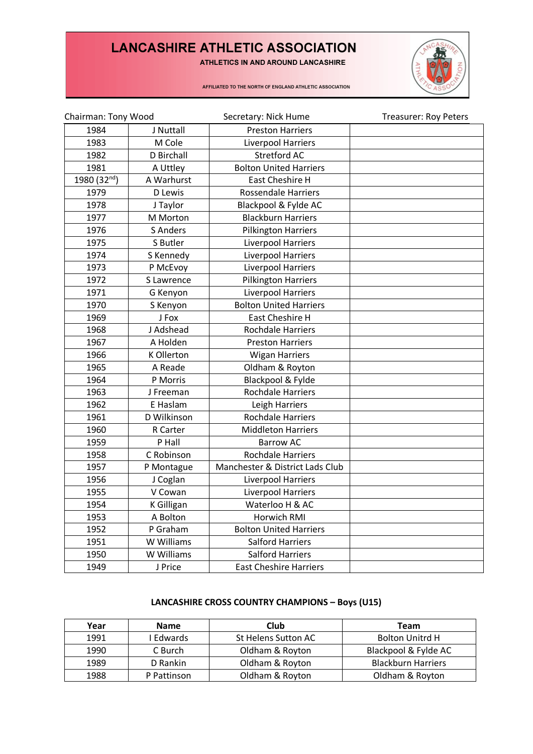# LANCASHIRE ATHLETIC ASSOCIATION

**ATHLETICS IN AND AROUND LANCASHIRE**

AFFILIATED TO THE NORTH OF ENGLAND ATHLETIC ASSOCIATION

Chairman: Tony Wood | Secretary: Nick Hume | Treasurer: Roy Peters

| | | | |
|---|---|---|---|
| 1984 | J Nuttall | Preston Harriers | |
| 1983 | M Cole | Liverpool Harriers | |
| 1982 | D Birchall | Stretford AC | |
| 1981 | A Uttley | Bolton United Harriers | |
| 1980 (32nd) | A Warhurst | East Cheshire H | |
| 1979 | D Lewis | Rossendale Harriers | |
| 1978 | J Taylor | Blackpool & Fylde AC | |
| 1977 | M Morton | Blackburn Harriers | |
| 1976 | S Anders | Pilkington Harriers | |
| 1975 | S Butler | Liverpool Harriers | |
| 1974 | S Kennedy | Liverpool Harriers | |
| 1973 | P McEvoy | Liverpool Harriers | |
| 1972 | S Lawrence | Pilkington Harriers | |
| 1971 | G Kenyon | Liverpool Harriers | |
| 1970 | S Kenyon | Bolton United Harriers | |
| 1969 | J Fox | East Cheshire H | |
| 1968 | J Adshead | Rochdale Harriers | |
| 1967 | A Holden | Preston Harriers | |
| 1966 | K Ollerton | Wigan Harriers | |
| 1965 | A Reade | Oldham & Royton | |
| 1964 | P Morris | Blackpool & Fylde | |
| 1963 | J Freeman | Rochdale Harriers | |
| 1962 | E Haslam | Leigh Harriers | |
| 1961 | D Wilkinson | Rochdale Harriers | |
| 1960 | R Carter | Middleton Harriers | |
| 1959 | P Hall | Barrow AC | |
| 1958 | C Robinson | Rochdale Harriers | |
| 1957 | P Montague | Manchester & District Lads Club | |
| 1956 | J Coglan | Liverpool Harriers | |
| 1955 | V Cowan | Liverpool Harriers | |
| 1954 | K Gilligan | Waterloo H & AC | |
| 1953 | A Bolton | Horwich RMI | |
| 1952 | P Graham | Bolton United Harriers | |
| 1951 | W Williams | Salford Harriers | |
| 1950 | W Williams | Salford Harriers | |
| 1949 | J Price | East Cheshire Harriers | |

## LANCASHIRE CROSS COUNTRY CHAMPIONS – Boys (U15)

| Year | Name | Club | Team |
|---|---|---|---|
| 1991 | I Edwards | St Helens Sutton AC | Bolton Unitrd H |
| 1990 | C Burch | Oldham & Royton | Blackpool & Fylde AC |
| 1989 | D Rankin | Oldham & Royton | Blackburn Harriers |
| 1988 | P Pattinson | Oldham & Royton | Oldham & Royton |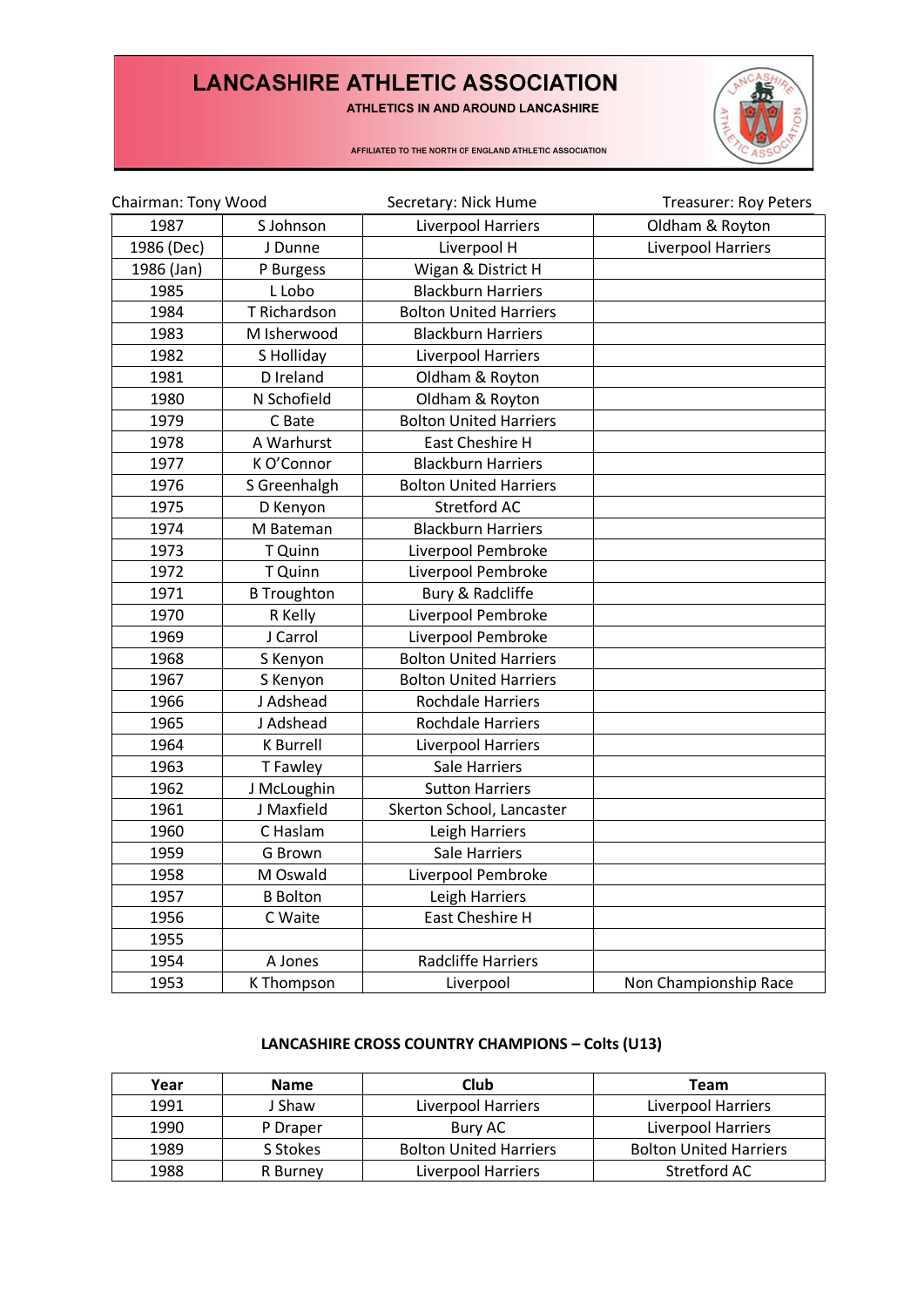# LANCASHIRE ATHLETIC ASSOCIATION

**ATHLETICS IN AND AROUND LANCASHIRE**

AFFILIATED TO THE NORTH OF ENGLAND ATHLETIC ASSOCIATION

Chairman: Tony Wood Secretary: Nick Hume Treasurer: Roy Peters

| | | | |
|---|---|---|---|
| 1987 | S Johnson | Liverpool Harriers | Oldham & Royton |
| 1986 (Dec) | J Dunne | Liverpool H | Liverpool Harriers |
| 1986 (Jan) | P Burgess | Wigan & District H | |
| 1985 | L Lobo | Blackburn Harriers | |
| 1984 | T Richardson | Bolton United Harriers | |
| 1983 | M Isherwood | Blackburn Harriers | |
| 1982 | S Holliday | Liverpool Harriers | |
| 1981 | D Ireland | Oldham & Royton | |
| 1980 | N Schofield | Oldham & Royton | |
| 1979 | C Bate | Bolton United Harriers | |
| 1978 | A Warhurst | East Cheshire H | |
| 1977 | K O'Connor | Blackburn Harriers | |
| 1976 | S Greenhalgh | Bolton United Harriers | |
| 1975 | D Kenyon | Stretford AC | |
| 1974 | M Bateman | Blackburn Harriers | |
| 1973 | T Quinn | Liverpool Pembroke | |
| 1972 | T Quinn | Liverpool Pembroke | |
| 1971 | B Troughton | Bury & Radcliffe | |
| 1970 | R Kelly | Liverpool Pembroke | |
| 1969 | J Carrol | Liverpool Pembroke | |
| 1968 | S Kenyon | Bolton United Harriers | |
| 1967 | S Kenyon | Bolton United Harriers | |
| 1966 | J Adshead | Rochdale Harriers | |
| 1965 | J Adshead | Rochdale Harriers | |
| 1964 | K Burrell | Liverpool Harriers | |
| 1963 | T Fawley | Sale Harriers | |
| 1962 | J McLoughin | Sutton Harriers | |
| 1961 | J Maxfield | Skerton School, Lancaster | |
| 1960 | C Haslam | Leigh Harriers | |
| 1959 | G Brown | Sale Harriers | |
| 1958 | M Oswald | Liverpool Pembroke | |
| 1957 | B Bolton | Leigh Harriers | |
| 1956 | C Waite | East Cheshire H | |
| 1955 | | | |
| 1954 | A Jones | Radcliffe Harriers | |
| 1953 | K Thompson | Liverpool | Non Championship Race |

## LANCASHIRE CROSS COUNTRY CHAMPIONS – Colts (U13)

| Year | Name | Club | Team |
|---|---|---|---|
| 1991 | J Shaw | Liverpool Harriers | Liverpool Harriers |
| 1990 | P Draper | Bury AC | Liverpool Harriers |
| 1989 | S Stokes | Bolton United Harriers | Bolton United Harriers |
| 1988 | R Burney | Liverpool Harriers | Stretford AC |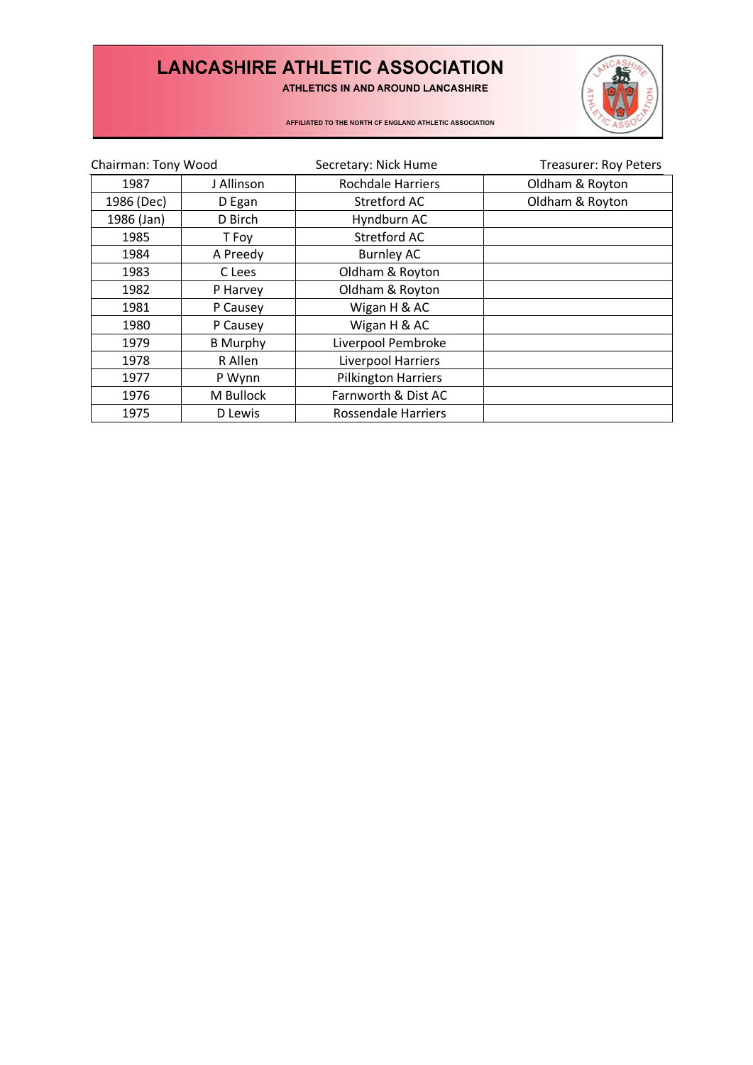# LANCASHIRE ATHLETIC ASSOCIATION

**ATHLETICS IN AND AROUND LANCASHIRE**

AFFILIATED TO THE NORTH OF ENGLAND ATHLETIC ASSOCIATION

Chairman: Tony Wood — Secretary: Nick Hume — Treasurer: Roy Peters

| | | | |
|---|---|---|---|
| 1987 | J Allinson | Rochdale Harriers | Oldham & Royton |
| 1986 (Dec) | D Egan | Stretford AC | Oldham & Royton |
| 1986 (Jan) | D Birch | Hyndburn AC | |
| 1985 | T Foy | Stretford AC | |
| 1984 | A Preedy | Burnley AC | |
| 1983 | C Lees | Oldham & Royton | |
| 1982 | P Harvey | Oldham & Royton | |
| 1981 | P Causey | Wigan H & AC | |
| 1980 | P Causey | Wigan H & AC | |
| 1979 | B Murphy | Liverpool Pembroke | |
| 1978 | R Allen | Liverpool Harriers | |
| 1977 | P Wynn | Pilkington Harriers | |
| 1976 | M Bullock | Farnworth & Dist AC | |
| 1975 | D Lewis | Rossendale Harriers | |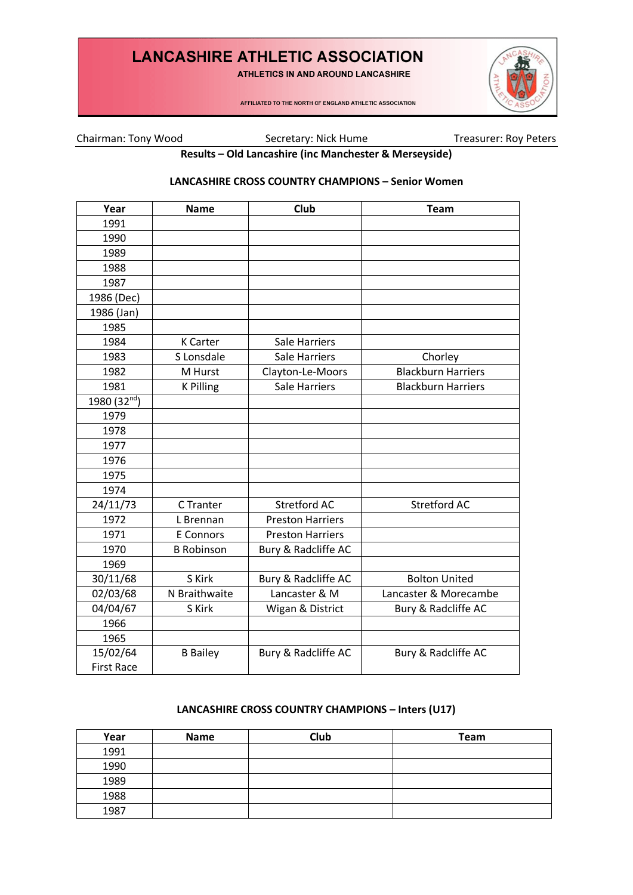# LANCASHIRE ATHLETIC ASSOCIATION

ATHLETICS IN AND AROUND LANCASHIRE

AFFILIATED TO THE NORTH OF ENGLAND ATHLETIC ASSOCIATION

Chairman: Tony Wood    Secretary: Nick Hume    Treasurer: Roy Peters

**Results – Old Lancashire (inc Manchester & Merseyside)**

**LANCASHIRE CROSS COUNTRY CHAMPIONS – Senior Women**

| Year | Name | Club | Team |
|---|---|---|---|
| 1991 | | | |
| 1990 | | | |
| 1989 | | | |
| 1988 | | | |
| 1987 | | | |
| 1986 (Dec) | | | |
| 1986 (Jan) | | | |
| 1985 | | | |
| 1984 | K Carter | Sale Harriers | |
| 1983 | S Lonsdale | Sale Harriers | Chorley |
| 1982 | M Hurst | Clayton-Le-Moors | Blackburn Harriers |
| 1981 | K Pilling | Sale Harriers | Blackburn Harriers |
| 1980 (32nd) | | | |
| 1979 | | | |
| 1978 | | | |
| 1977 | | | |
| 1976 | | | |
| 1975 | | | |
| 1974 | | | |
| 24/11/73 | C Tranter | Stretford AC | Stretford AC |
| 1972 | L Brennan | Preston Harriers | |
| 1971 | E Connors | Preston Harriers | |
| 1970 | B Robinson | Bury & Radcliffe AC | |
| 1969 | | | |
| 30/11/68 | S Kirk | Bury & Radcliffe AC | Bolton United |
| 02/03/68 | N Braithwaite | Lancaster & M | Lancaster & Morecambe |
| 04/04/67 | S Kirk | Wigan & District | Bury & Radcliffe AC |
| 1966 | | | |
| 1965 | | | |
| 15/02/64 First Race | B Bailey | Bury & Radcliffe AC | Bury & Radcliffe AC |

**LANCASHIRE CROSS COUNTRY CHAMPIONS – Inters (U17)**

| Year | Name | Club | Team |
|---|---|---|---|
| 1991 | | | |
| 1990 | | | |
| 1989 | | | |
| 1988 | | | |
| 1987 | | | |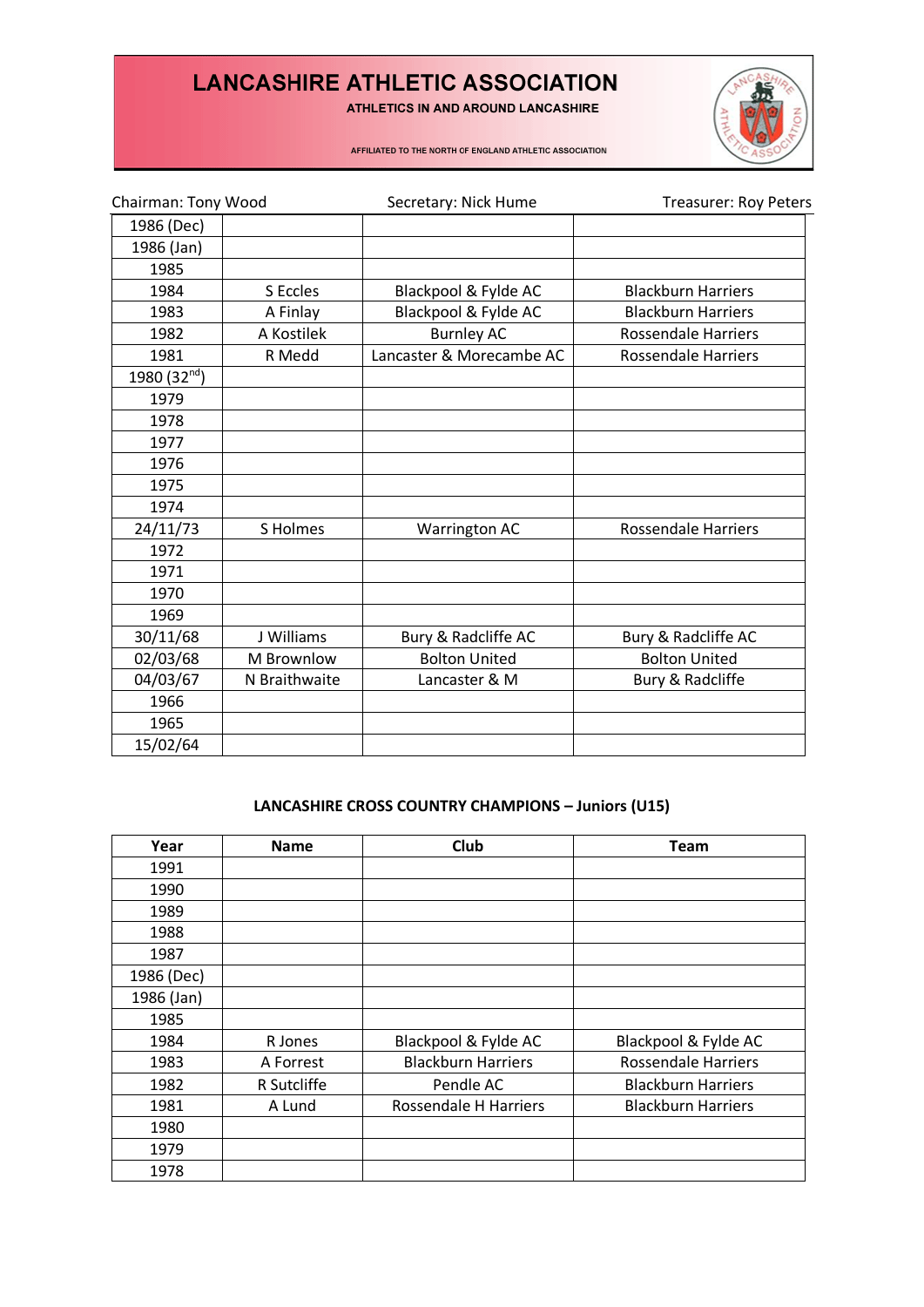# LANCASHIRE ATHLETIC ASSOCIATION

**ATHLETICS IN AND AROUND LANCASHIRE**

AFFILIATED TO THE NORTH OF ENGLAND ATHLETIC ASSOCIATION

Chairman: Tony Wood        Secretary: Nick Hume        Treasurer: Roy Peters

| | | | |
|---|---|---|---|
| 1986 (Dec) | | | |
| 1986 (Jan) | | | |
| 1985 | | | |
| 1984 | S Eccles | Blackpool & Fylde AC | Blackburn Harriers |
| 1983 | A Finlay | Blackpool & Fylde AC | Blackburn Harriers |
| 1982 | A Kostilek | Burnley AC | Rossendale Harriers |
| 1981 | R Medd | Lancaster & Morecambe AC | Rossendale Harriers |
| 1980 (32nd) | | | |
| 1979 | | | |
| 1978 | | | |
| 1977 | | | |
| 1976 | | | |
| 1975 | | | |
| 1974 | | | |
| 24/11/73 | S Holmes | Warrington AC | Rossendale Harriers |
| 1972 | | | |
| 1971 | | | |
| 1970 | | | |
| 1969 | | | |
| 30/11/68 | J Williams | Bury & Radcliffe AC | Bury & Radcliffe AC |
| 02/03/68 | M Brownlow | Bolton United | Bolton United |
| 04/03/67 | N Braithwaite | Lancaster & M | Bury & Radcliffe |
| 1966 | | | |
| 1965 | | | |
| 15/02/64 | | | |

**LANCASHIRE CROSS COUNTRY CHAMPIONS – Juniors (U15)**

| Year | Name | Club | Team |
|---|---|---|---|
| 1991 | | | |
| 1990 | | | |
| 1989 | | | |
| 1988 | | | |
| 1987 | | | |
| 1986 (Dec) | | | |
| 1986 (Jan) | | | |
| 1985 | | | |
| 1984 | R Jones | Blackpool & Fylde AC | Blackpool & Fylde AC |
| 1983 | A Forrest | Blackburn Harriers | Rossendale Harriers |
| 1982 | R Sutcliffe | Pendle AC | Blackburn Harriers |
| 1981 | A Lund | Rossendale H Harriers | Blackburn Harriers |
| 1980 | | | |
| 1979 | | | |
| 1978 | | | |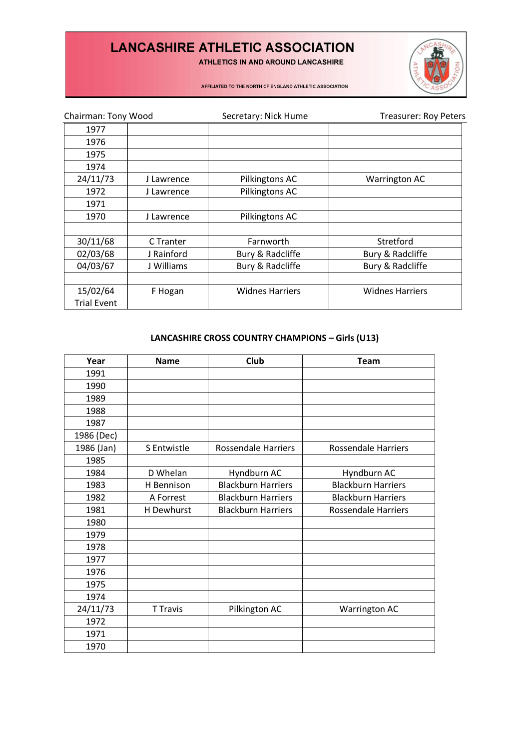# LANCASHIRE ATHLETIC ASSOCIATION

**ATHLETICS IN AND AROUND LANCASHIRE**

AFFILIATED TO THE NORTH OF ENGLAND ATHLETIC ASSOCIATION

Chairman: Tony Wood    Secretary: Nick Hume    Treasurer: Roy Peters

| | | | |
|---|---|---|---|
| 1977 | | | |
| 1976 | | | |
| 1975 | | | |
| 1974 | | | |
| 24/11/73 | J Lawrence | Pilkingtons AC | Warrington AC |
| 1972 | J Lawrence | Pilkingtons AC | |
| 1971 | | | |
| 1970 | J Lawrence | Pilkingtons AC | |
| | | | |
| 30/11/68 | C Tranter | Farnworth | Stretford |
| 02/03/68 | J Rainford | Bury & Radcliffe | Bury & Radcliffe |
| 04/03/67 | J Williams | Bury & Radcliffe | Bury & Radcliffe |
| | | | |
| 15/02/64 Trial Event | F Hogan | Widnes Harriers | Widnes Harriers |

**LANCASHIRE CROSS COUNTRY CHAMPIONS – Girls (U13)**

| Year | Name | Club | Team |
|---|---|---|---|
| 1991 | | | |
| 1990 | | | |
| 1989 | | | |
| 1988 | | | |
| 1987 | | | |
| 1986 (Dec) | | | |
| 1986 (Jan) | S Entwistle | Rossendale Harriers | Rossendale Harriers |
| 1985 | | | |
| 1984 | D Whelan | Hyndburn AC | Hyndburn AC |
| 1983 | H Bennison | Blackburn Harriers | Blackburn Harriers |
| 1982 | A Forrest | Blackburn Harriers | Blackburn Harriers |
| 1981 | H Dewhurst | Blackburn Harriers | Rossendale Harriers |
| 1980 | | | |
| 1979 | | | |
| 1978 | | | |
| 1977 | | | |
| 1976 | | | |
| 1975 | | | |
| 1974 | | | |
| 24/11/73 | T Travis | Pilkington AC | Warrington AC |
| 1972 | | | |
| 1971 | | | |
| 1970 | | | |